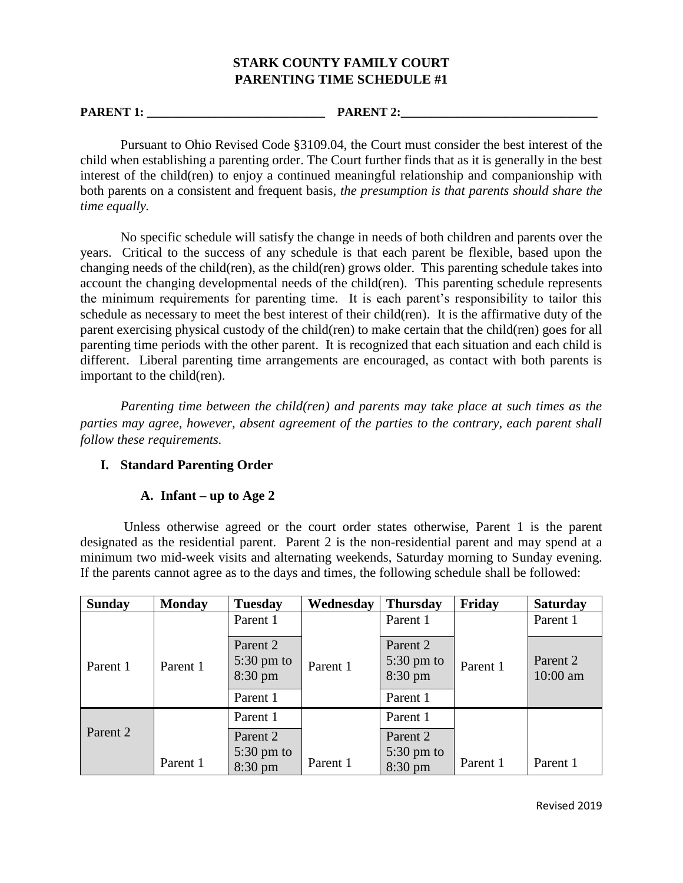# STARK COUNTY FAMILY COURT
# PARENTING TIME SCHEDULE #1

**PARENT 1: \_\_\_\_\_\_\_\_\_\_\_\_\_\_\_\_\_\_\_\_\_\_\_\_\_\_\_\_\_\_ PARENT 2:\_\_\_\_\_\_\_\_\_\_\_\_\_\_\_\_\_\_\_\_\_\_\_\_\_\_\_\_\_\_\_\_**

Pursuant to Ohio Revised Code §3109.04, the Court must consider the best interest of the child when establishing a parenting order. The Court further finds that as it is generally in the best interest of the child(ren) to enjoy a continued meaningful relationship and companionship with both parents on a consistent and frequent basis, *the presumption is that parents should share the time equally.*

No specific schedule will satisfy the change in needs of both children and parents over the years. Critical to the success of any schedule is that each parent be flexible, based upon the changing needs of the child(ren), as the child(ren) grows older. This parenting schedule takes into account the changing developmental needs of the child(ren). This parenting schedule represents the minimum requirements for parenting time. It is each parent's responsibility to tailor this schedule as necessary to meet the best interest of their child(ren). It is the affirmative duty of the parent exercising physical custody of the child(ren) to make certain that the child(ren) goes for all parenting time periods with the other parent. It is recognized that each situation and each child is different. Liberal parenting time arrangements are encouraged, as contact with both parents is important to the child(ren).

*Parenting time between the child(ren) and parents may take place at such times as the parties may agree, however, absent agreement of the parties to the contrary, each parent shall follow these requirements.*

## I. Standard Parenting Order

### A. Infant – up to Age 2

Unless otherwise agreed or the court order states otherwise, Parent 1 is the parent designated as the residential parent. Parent 2 is the non-residential parent and may spend at a minimum two mid-week visits and alternating weekends, Saturday morning to Sunday evening. If the parents cannot agree as to the days and times, the following schedule shall be followed:

| Sunday | Monday | Tuesday | Wednesday | Thursday | Friday | Saturday |
|---|---|---|---|---|---|---|
| Parent 1 | Parent 1 | Parent 1<br>Parent 2 5:30 pm to 8:30 pm<br>Parent 1 | Parent 1 | Parent 1<br>Parent 2 5:30 pm to 8:30 pm<br>Parent 1 | Parent 1 | Parent 1<br>Parent 2 10:00 am |
| Parent 2 | Parent 1 | Parent 1<br>Parent 2 5:30 pm to 8:30 pm | Parent 1 | Parent 1<br>Parent 2 5:30 pm to 8:30 pm | Parent 1 | Parent 1 |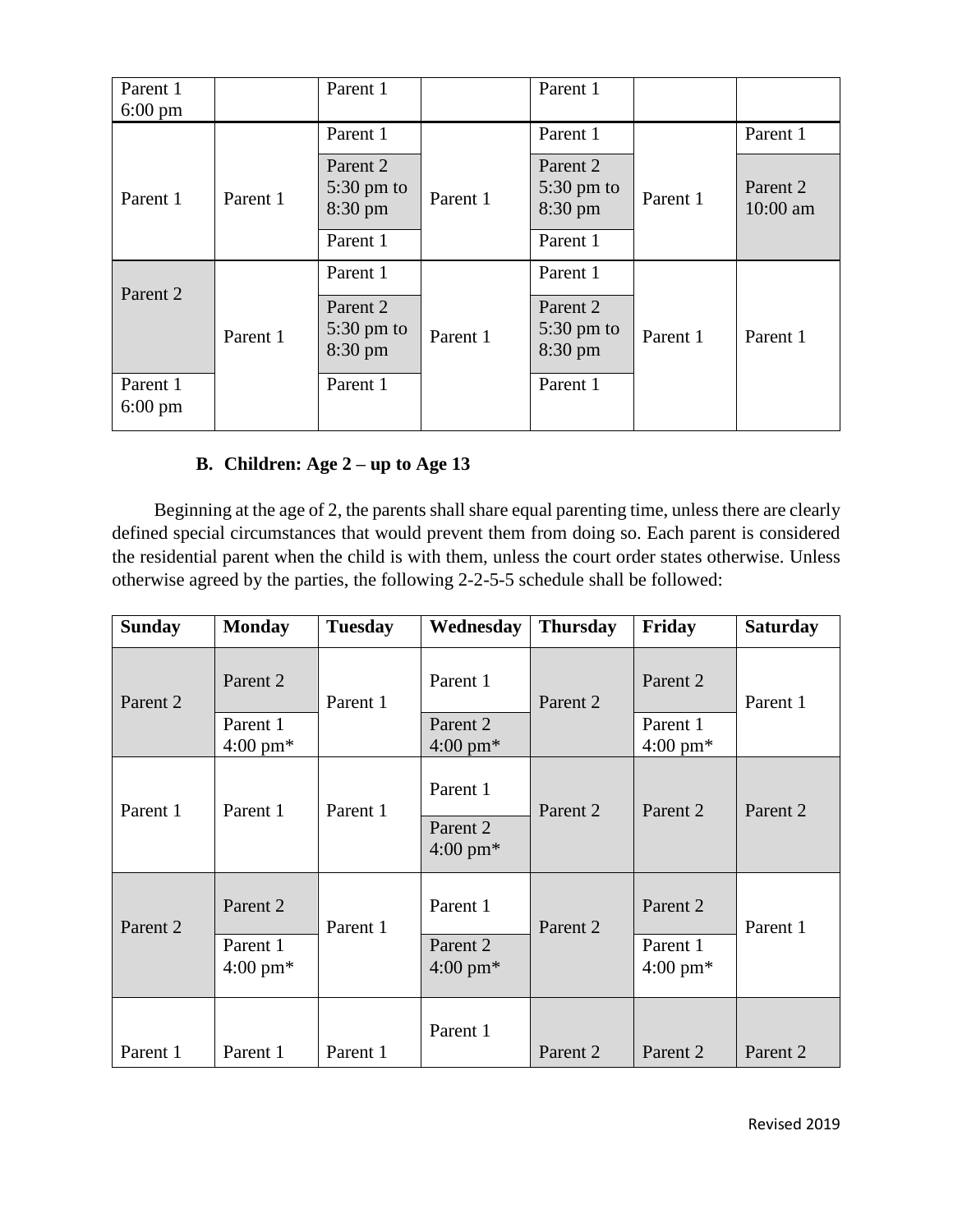| | | | | | | |
|---|---|---|---|---|---|---|
| Parent 1 6:00 pm | | Parent 1 | | Parent 1 | | |
| Parent 1 | Parent 1 | Parent 1 / Parent 2 5:30 pm to 8:30 pm / Parent 1 | Parent 1 | Parent 1 / Parent 2 5:30 pm to 8:30 pm / Parent 1 | Parent 1 | Parent 1 / Parent 2 10:00 am |
| Parent 2 / Parent 1 6:00 pm | Parent 1 | Parent 1 / Parent 2 5:30 pm to 8:30 pm / Parent 1 | Parent 1 | Parent 1 / Parent 2 5:30 pm to 8:30 pm / Parent 1 | Parent 1 | Parent 1 |

**B. Children: Age 2 – up to Age 13**

Beginning at the age of 2, the parents shall share equal parenting time, unless there are clearly defined special circumstances that would prevent them from doing so. Each parent is considered the residential parent when the child is with them, unless the court order states otherwise. Unless otherwise agreed by the parties, the following 2-2-5-5 schedule shall be followed:

| Sunday | Monday | Tuesday | Wednesday | Thursday | Friday | Saturday |
|---|---|---|---|---|---|---|
| Parent 2 | Parent 2 / Parent 1 4:00 pm* | Parent 1 | Parent 1 / Parent 2 4:00 pm* | Parent 2 | Parent 2 / Parent 1 4:00 pm* | Parent 1 |
| Parent 1 | Parent 1 | Parent 1 | Parent 1 / Parent 2 4:00 pm* | Parent 2 | Parent 2 | Parent 2 |
| Parent 2 | Parent 2 / Parent 1 4:00 pm* | Parent 1 | Parent 1 / Parent 2 4:00 pm* | Parent 2 | Parent 2 / Parent 1 4:00 pm* | Parent 1 |
| Parent 1 | Parent 1 | Parent 1 | Parent 1 | Parent 2 | Parent 2 | Parent 2 |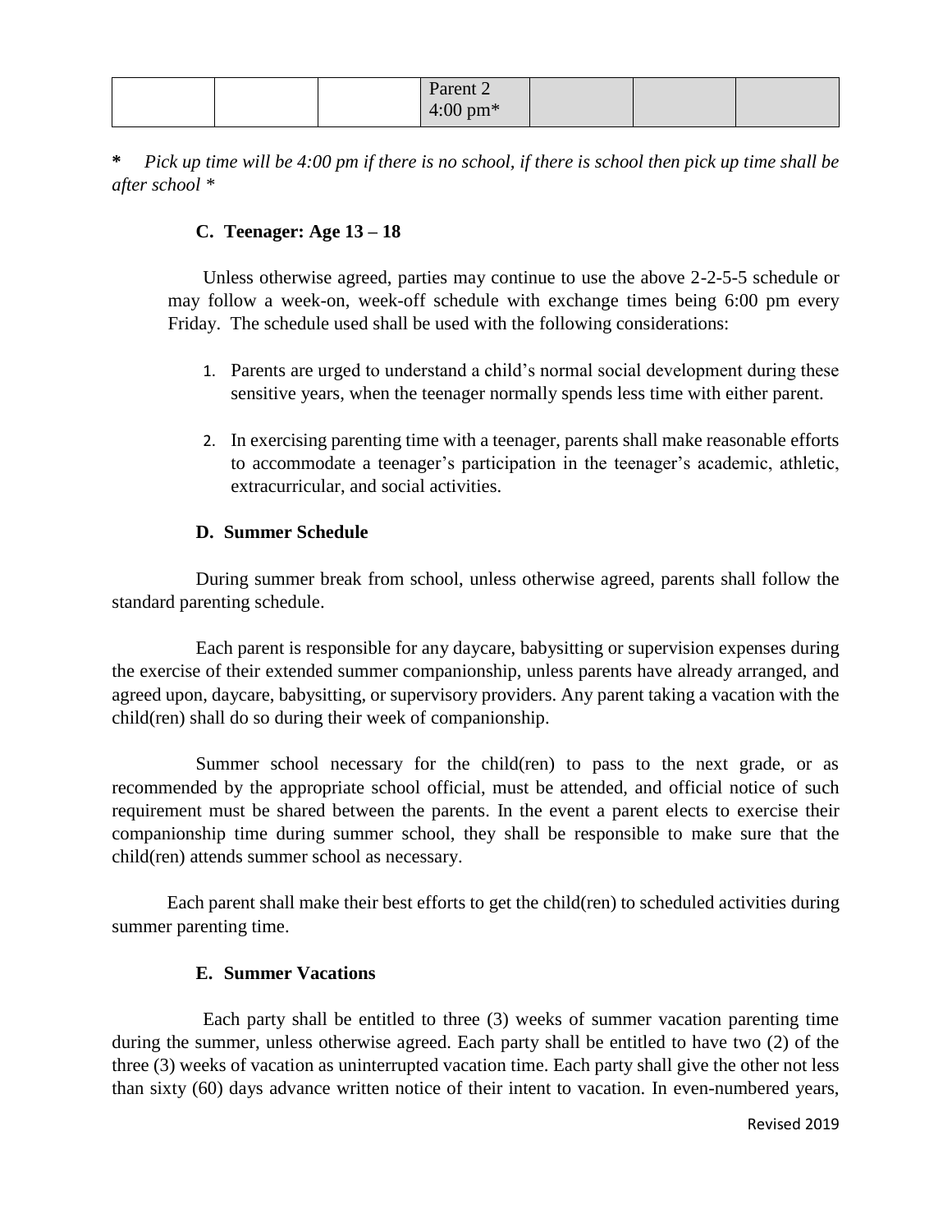| | | | Parent 2<br>4:00 pm* | | | |
|---|---|---|---|---|---|---|

**\*** *Pick up time will be 4:00 pm if there is no school, if there is school then pick up time shall be after school \**

### C. Teenager: Age 13 – 18

Unless otherwise agreed, parties may continue to use the above 2-2-5-5 schedule or may follow a week-on, week-off schedule with exchange times being 6:00 pm every Friday. The schedule used shall be used with the following considerations:

1. Parents are urged to understand a child's normal social development during these sensitive years, when the teenager normally spends less time with either parent.

2. In exercising parenting time with a teenager, parents shall make reasonable efforts to accommodate a teenager's participation in the teenager's academic, athletic, extracurricular, and social activities.

### D. Summer Schedule

During summer break from school, unless otherwise agreed, parents shall follow the standard parenting schedule.

Each parent is responsible for any daycare, babysitting or supervision expenses during the exercise of their extended summer companionship, unless parents have already arranged, and agreed upon, daycare, babysitting, or supervisory providers. Any parent taking a vacation with the child(ren) shall do so during their week of companionship.

Summer school necessary for the child(ren) to pass to the next grade, or as recommended by the appropriate school official, must be attended, and official notice of such requirement must be shared between the parents. In the event a parent elects to exercise their companionship time during summer school, they shall be responsible to make sure that the child(ren) attends summer school as necessary.

Each parent shall make their best efforts to get the child(ren) to scheduled activities during summer parenting time.

### E. Summer Vacations

Each party shall be entitled to three (3) weeks of summer vacation parenting time during the summer, unless otherwise agreed. Each party shall be entitled to have two (2) of the three (3) weeks of vacation as uninterrupted vacation time. Each party shall give the other not less than sixty (60) days advance written notice of their intent to vacation. In even-numbered years,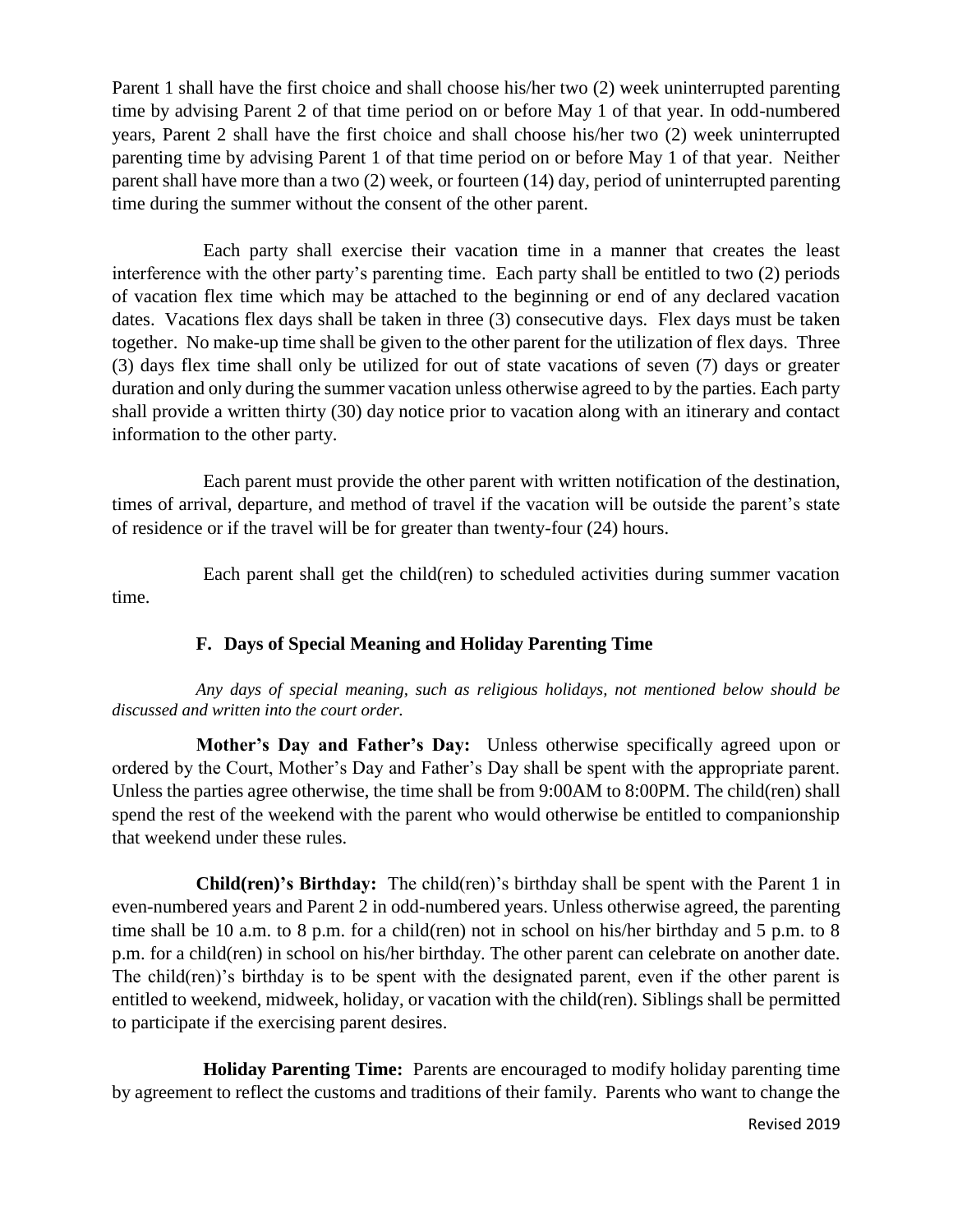Parent 1 shall have the first choice and shall choose his/her two (2) week uninterrupted parenting time by advising Parent 2 of that time period on or before May 1 of that year. In odd-numbered years, Parent 2 shall have the first choice and shall choose his/her two (2) week uninterrupted parenting time by advising Parent 1 of that time period on or before May 1 of that year. Neither parent shall have more than a two (2) week, or fourteen (14) day, period of uninterrupted parenting time during the summer without the consent of the other parent.

Each party shall exercise their vacation time in a manner that creates the least interference with the other party's parenting time. Each party shall be entitled to two (2) periods of vacation flex time which may be attached to the beginning or end of any declared vacation dates. Vacations flex days shall be taken in three (3) consecutive days. Flex days must be taken together. No make-up time shall be given to the other parent for the utilization of flex days. Three (3) days flex time shall only be utilized for out of state vacations of seven (7) days or greater duration and only during the summer vacation unless otherwise agreed to by the parties. Each party shall provide a written thirty (30) day notice prior to vacation along with an itinerary and contact information to the other party.

Each parent must provide the other parent with written notification of the destination, times of arrival, departure, and method of travel if the vacation will be outside the parent's state of residence or if the travel will be for greater than twenty-four (24) hours.

Each parent shall get the child(ren) to scheduled activities during summer vacation time.

### F. Days of Special Meaning and Holiday Parenting Time

*Any days of special meaning, such as religious holidays, not mentioned below should be discussed and written into the court order.*

**Mother's Day and Father's Day:** Unless otherwise specifically agreed upon or ordered by the Court, Mother's Day and Father's Day shall be spent with the appropriate parent. Unless the parties agree otherwise, the time shall be from 9:00AM to 8:00PM. The child(ren) shall spend the rest of the weekend with the parent who would otherwise be entitled to companionship that weekend under these rules.

**Child(ren)'s Birthday:** The child(ren)'s birthday shall be spent with the Parent 1 in even-numbered years and Parent 2 in odd-numbered years. Unless otherwise agreed, the parenting time shall be 10 a.m. to 8 p.m. for a child(ren) not in school on his/her birthday and 5 p.m. to 8 p.m. for a child(ren) in school on his/her birthday. The other parent can celebrate on another date. The child(ren)'s birthday is to be spent with the designated parent, even if the other parent is entitled to weekend, midweek, holiday, or vacation with the child(ren). Siblings shall be permitted to participate if the exercising parent desires.

**Holiday Parenting Time:** Parents are encouraged to modify holiday parenting time by agreement to reflect the customs and traditions of their family. Parents who want to change the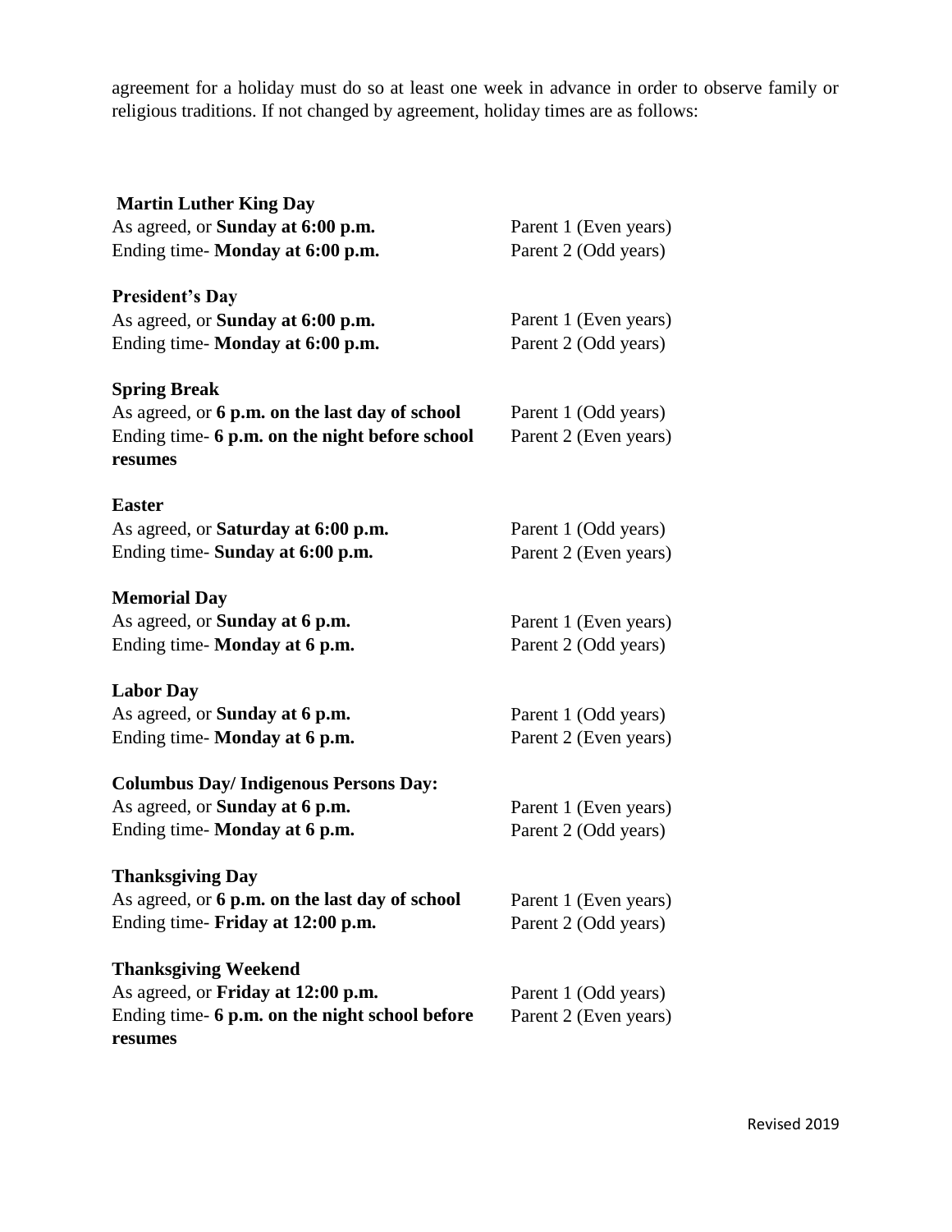agreement for a holiday must do so at least one week in advance in order to observe family or religious traditions. If not changed by agreement, holiday times are as follows:

**Martin Luther King Day**
As agreed, or **Sunday at 6:00 p.m.** — Parent 1 (Even years)
Ending time- **Monday at 6:00 p.m.** — Parent 2 (Odd years)

**President's Day**
As agreed, or **Sunday at 6:00 p.m.** — Parent 1 (Even years)
Ending time- **Monday at 6:00 p.m.** — Parent 2 (Odd years)

**Spring Break**
As agreed, or **6 p.m. on the last day of school** — Parent 1 (Odd years)
Ending time- **6 p.m. on the night before school resumes** — Parent 2 (Even years)

**Easter**
As agreed, or **Saturday at 6:00 p.m.** — Parent 1 (Odd years)
Ending time- **Sunday at 6:00 p.m.** — Parent 2 (Even years)

**Memorial Day**
As agreed, or **Sunday at 6 p.m.** — Parent 1 (Even years)
Ending time- **Monday at 6 p.m.** — Parent 2 (Odd years)

**Labor Day**
As agreed, or **Sunday at 6 p.m.** — Parent 1 (Odd years)
Ending time- **Monday at 6 p.m.** — Parent 2 (Even years)

**Columbus Day/ Indigenous Persons Day:**
As agreed, or **Sunday at 6 p.m.** — Parent 1 (Even years)
Ending time- **Monday at 6 p.m.** — Parent 2 (Odd years)

**Thanksgiving Day**
As agreed, or **6 p.m. on the last day of school** — Parent 1 (Even years)
Ending time- **Friday at 12:00 p.m.** — Parent 2 (Odd years)

**Thanksgiving Weekend**
As agreed, or **Friday at 12:00 p.m.** — Parent 1 (Odd years)
Ending time- **6 p.m. on the night school before resumes** — Parent 2 (Even years)

Revised 2019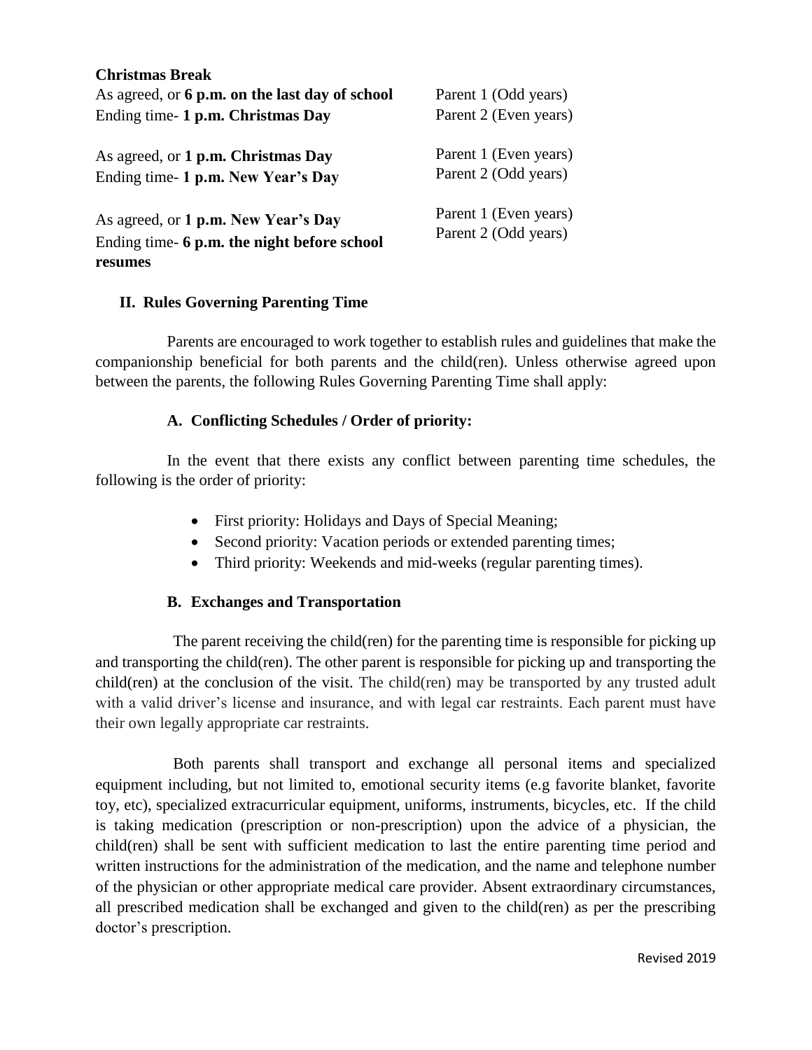**Christmas Break**

| | |
|---|---|
| As agreed, or **6 p.m. on the last day of school**<br>Ending time- **1 p.m. Christmas Day** | Parent 1 (Odd years)<br>Parent 2 (Even years) |
| As agreed, or **1 p.m. Christmas Day**<br>Ending time- **1 p.m. New Year's Day** | Parent 1 (Even years)<br>Parent 2 (Odd years) |
| As agreed, or **1 p.m. New Year's Day**<br>Ending time- **6 p.m. the night before school resumes** | Parent 1 (Even years)<br>Parent 2 (Odd years) |

## II. Rules Governing Parenting Time

Parents are encouraged to work together to establish rules and guidelines that make the companionship beneficial for both parents and the child(ren). Unless otherwise agreed upon between the parents, the following Rules Governing Parenting Time shall apply:

### A. Conflicting Schedules / Order of priority:

In the event that there exists any conflict between parenting time schedules, the following is the order of priority:

- First priority: Holidays and Days of Special Meaning;
- Second priority: Vacation periods or extended parenting times;
- Third priority: Weekends and mid-weeks (regular parenting times).

### B. Exchanges and Transportation

The parent receiving the child(ren) for the parenting time is responsible for picking up and transporting the child(ren). The other parent is responsible for picking up and transporting the child(ren) at the conclusion of the visit. The child(ren) may be transported by any trusted adult with a valid driver's license and insurance, and with legal car restraints. Each parent must have their own legally appropriate car restraints.

Both parents shall transport and exchange all personal items and specialized equipment including, but not limited to, emotional security items (e.g favorite blanket, favorite toy, etc), specialized extracurricular equipment, uniforms, instruments, bicycles, etc. If the child is taking medication (prescription or non-prescription) upon the advice of a physician, the child(ren) shall be sent with sufficient medication to last the entire parenting time period and written instructions for the administration of the medication, and the name and telephone number of the physician or other appropriate medical care provider. Absent extraordinary circumstances, all prescribed medication shall be exchanged and given to the child(ren) as per the prescribing doctor's prescription.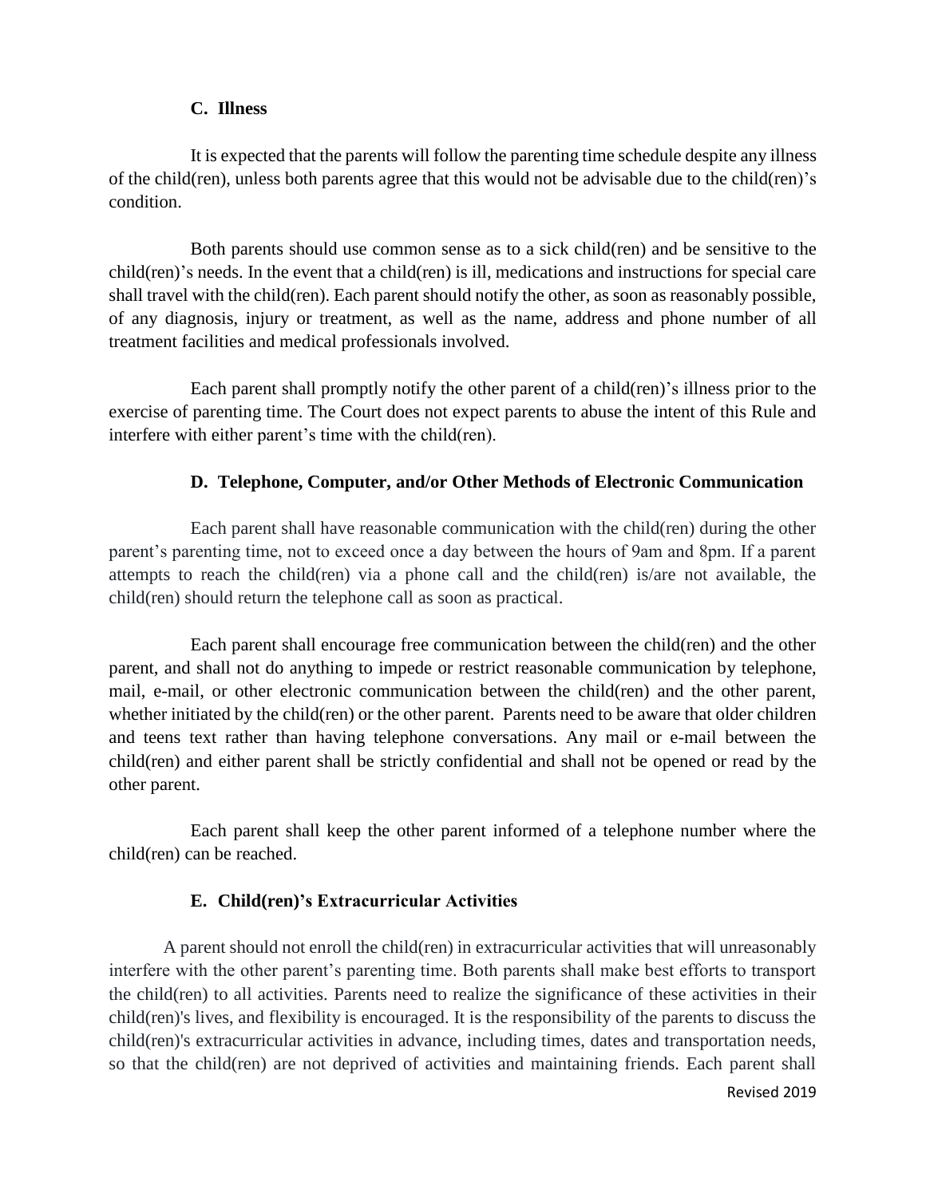### C. Illness

It is expected that the parents will follow the parenting time schedule despite any illness of the child(ren), unless both parents agree that this would not be advisable due to the child(ren)'s condition.

Both parents should use common sense as to a sick child(ren) and be sensitive to the child(ren)'s needs. In the event that a child(ren) is ill, medications and instructions for special care shall travel with the child(ren). Each parent should notify the other, as soon as reasonably possible, of any diagnosis, injury or treatment, as well as the name, address and phone number of all treatment facilities and medical professionals involved.

Each parent shall promptly notify the other parent of a child(ren)'s illness prior to the exercise of parenting time. The Court does not expect parents to abuse the intent of this Rule and interfere with either parent's time with the child(ren).

### D. Telephone, Computer, and/or Other Methods of Electronic Communication

Each parent shall have reasonable communication with the child(ren) during the other parent's parenting time, not to exceed once a day between the hours of 9am and 8pm. If a parent attempts to reach the child(ren) via a phone call and the child(ren) is/are not available, the child(ren) should return the telephone call as soon as practical.

Each parent shall encourage free communication between the child(ren) and the other parent, and shall not do anything to impede or restrict reasonable communication by telephone, mail, e-mail, or other electronic communication between the child(ren) and the other parent, whether initiated by the child(ren) or the other parent. Parents need to be aware that older children and teens text rather than having telephone conversations. Any mail or e-mail between the child(ren) and either parent shall be strictly confidential and shall not be opened or read by the other parent.

Each parent shall keep the other parent informed of a telephone number where the child(ren) can be reached.

### E. Child(ren)'s Extracurricular Activities

A parent should not enroll the child(ren) in extracurricular activities that will unreasonably interfere with the other parent's parenting time. Both parents shall make best efforts to transport the child(ren) to all activities. Parents need to realize the significance of these activities in their child(ren)'s lives, and flexibility is encouraged. It is the responsibility of the parents to discuss the child(ren)'s extracurricular activities in advance, including times, dates and transportation needs, so that the child(ren) are not deprived of activities and maintaining friends. Each parent shall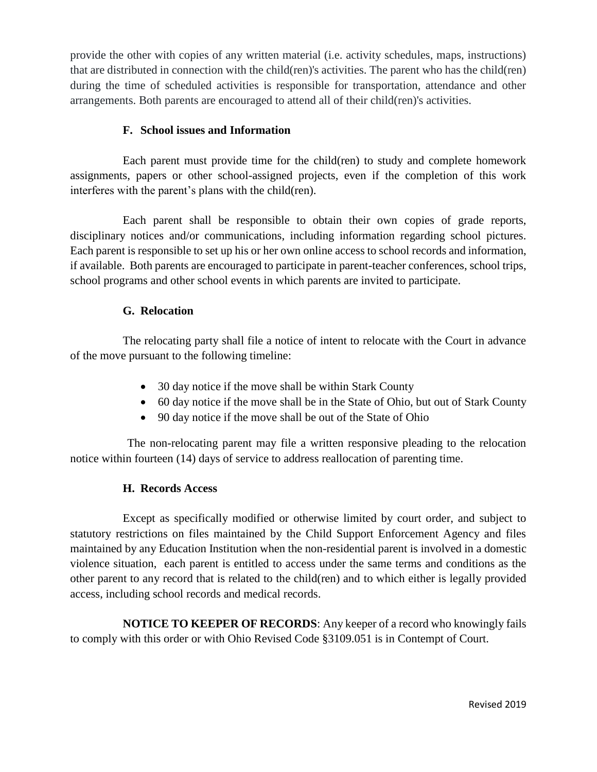provide the other with copies of any written material (i.e. activity schedules, maps, instructions) that are distributed in connection with the child(ren)'s activities. The parent who has the child(ren) during the time of scheduled activities is responsible for transportation, attendance and other arrangements. Both parents are encouraged to attend all of their child(ren)'s activities.

### F. School issues and Information

Each parent must provide time for the child(ren) to study and complete homework assignments, papers or other school-assigned projects, even if the completion of this work interferes with the parent's plans with the child(ren).

Each parent shall be responsible to obtain their own copies of grade reports, disciplinary notices and/or communications, including information regarding school pictures. Each parent is responsible to set up his or her own online access to school records and information, if available. Both parents are encouraged to participate in parent-teacher conferences, school trips, school programs and other school events in which parents are invited to participate.

### G. Relocation

The relocating party shall file a notice of intent to relocate with the Court in advance of the move pursuant to the following timeline:

- 30 day notice if the move shall be within Stark County
- 60 day notice if the move shall be in the State of Ohio, but out of Stark County
- 90 day notice if the move shall be out of the State of Ohio

The non-relocating parent may file a written responsive pleading to the relocation notice within fourteen (14) days of service to address reallocation of parenting time.

### H. Records Access

Except as specifically modified or otherwise limited by court order, and subject to statutory restrictions on files maintained by the Child Support Enforcement Agency and files maintained by any Education Institution when the non-residential parent is involved in a domestic violence situation, each parent is entitled to access under the same terms and conditions as the other parent to any record that is related to the child(ren) and to which either is legally provided access, including school records and medical records.

**NOTICE TO KEEPER OF RECORDS**: Any keeper of a record who knowingly fails to comply with this order or with Ohio Revised Code §3109.051 is in Contempt of Court.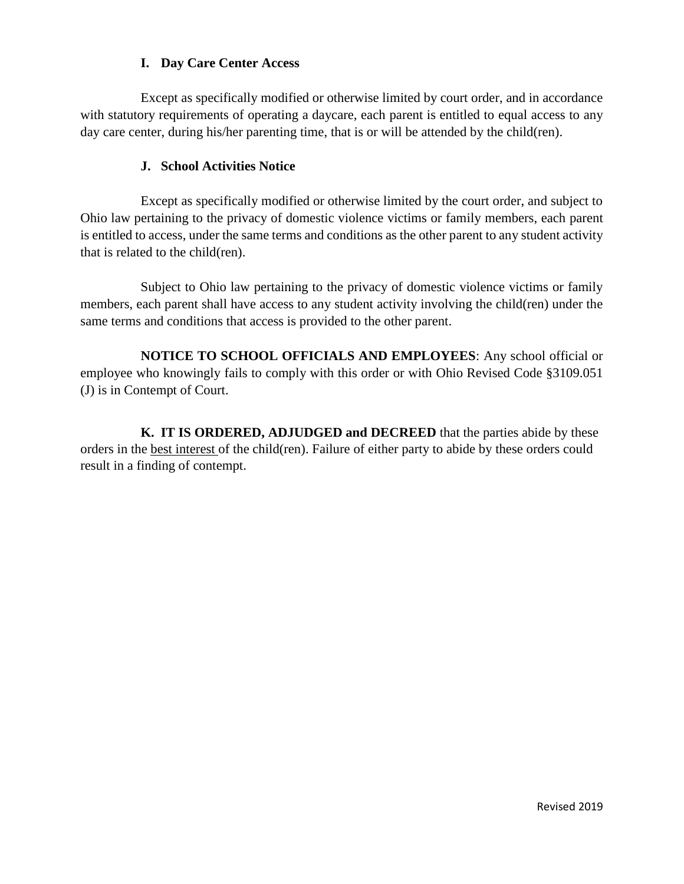### I. Day Care Center Access

Except as specifically modified or otherwise limited by court order, and in accordance with statutory requirements of operating a daycare, each parent is entitled to equal access to any day care center, during his/her parenting time, that is or will be attended by the child(ren).

### J. School Activities Notice

Except as specifically modified or otherwise limited by the court order, and subject to Ohio law pertaining to the privacy of domestic violence victims or family members, each parent is entitled to access, under the same terms and conditions as the other parent to any student activity that is related to the child(ren).

Subject to Ohio law pertaining to the privacy of domestic violence victims or family members, each parent shall have access to any student activity involving the child(ren) under the same terms and conditions that access is provided to the other parent.

**NOTICE TO SCHOOL OFFICIALS AND EMPLOYEES**: Any school official or employee who knowingly fails to comply with this order or with Ohio Revised Code §3109.051 (J) is in Contempt of Court.

**K. IT IS ORDERED, ADJUDGED and DECREED** that the parties abide by these orders in the best interest of the child(ren). Failure of either party to abide by these orders could result in a finding of contempt.

Revised 2019